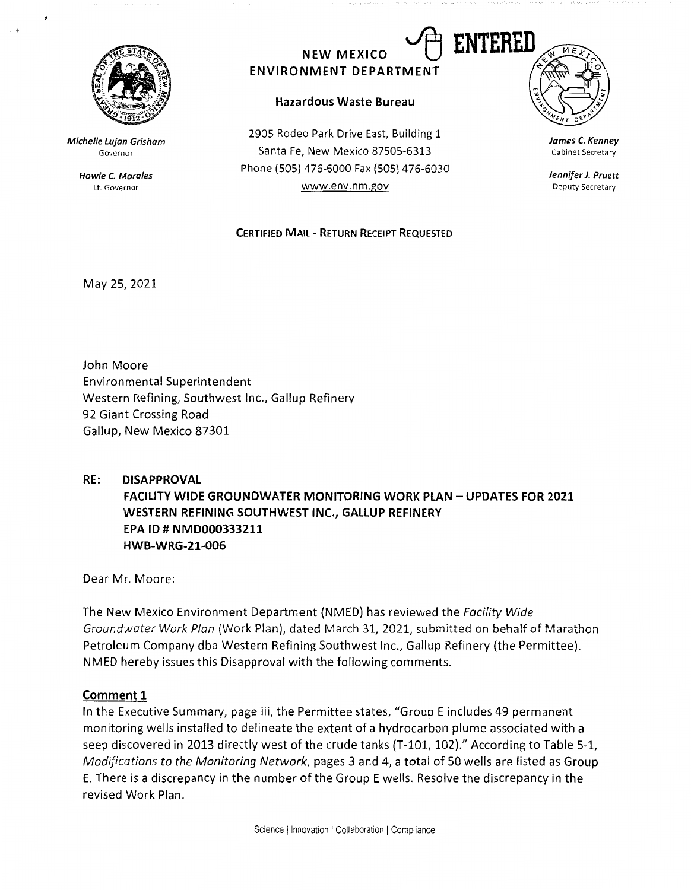NEW MEXICO ENVIRONMENT DEPARTMENT

ENTERED

**Hazardous Waste Bureau**

*Michelle Lujan Grisham*
Governor

*Howie C. Morales*
Lt. Governor

2905 Rodeo Park Drive East, Building 1
Santa Fe, New Mexico 87505-6313
Phone (505) 476-6000 Fax (505) 476-6030
www.env.nm.gov

*James C. Kenney*
Cabinet Secretary

*Jennifer J. Pruett*
Deputy Secretary

**CERTIFIED MAIL - RETURN RECEIPT REQUESTED**

May 25, 2021

John Moore
Environmental Superintendent
Western Refining, Southwest Inc., Gallup Refinery
92 Giant Crossing Road
Gallup, New Mexico 87301

**RE: DISAPPROVAL**
**FACILITY WIDE GROUNDWATER MONITORING WORK PLAN – UPDATES FOR 2021**
**WESTERN REFINING SOUTHWEST INC., GALLUP REFINERY**
**EPA ID # NMD000333211**
**HWB-WRG-21-006**

Dear Mr. Moore:

The New Mexico Environment Department (NMED) has reviewed the *Facility Wide Groundwater Work Plan* (Work Plan), dated March 31, 2021, submitted on behalf of Marathon Petroleum Company dba Western Refining Southwest Inc., Gallup Refinery (the Permittee). NMED hereby issues this Disapproval with the following comments.

## Comment 1

In the Executive Summary, page iii, the Permittee states, "Group E includes 49 permanent monitoring wells installed to delineate the extent of a hydrocarbon plume associated with a seep discovered in 2013 directly west of the crude tanks (T-101, 102)." According to Table 5-1, *Modifications to the Monitoring Network*, pages 3 and 4, a total of 50 wells are listed as Group E. There is a discrepancy in the number of the Group E wells. Resolve the discrepancy in the revised Work Plan.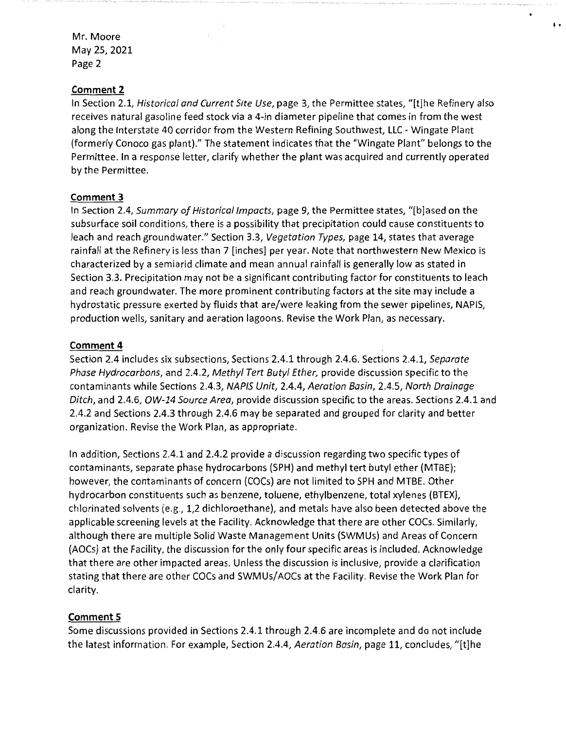## Comment 2

In Section 2.1, *Historical and Current Site Use*, page 3, the Permittee states, "[t]he Refinery also receives natural gasoline feed stock via a 4-in diameter pipeline that comes in from the west along the Interstate 40 corridor from the Western Refining Southwest, LLC - Wingate Plant (formerly Conoco gas plant)." The statement indicates that the "Wingate Plant" belongs to the Permittee. In a response letter, clarify whether the plant was acquired and currently operated by the Permittee.

## Comment 3

In Section 2.4, *Summary of Historical Impacts*, page 9, the Permittee states, "[b]ased on the subsurface soil conditions, there is a possibility that precipitation could cause constituents to leach and reach groundwater." Section 3.3, *Vegetation Types*, page 14, states that average rainfall at the Refinery is less than 7 [inches] per year. Note that northwestern New Mexico is characterized by a semiarid climate and mean annual rainfall is generally low as stated in Section 3.3. Precipitation may not be a significant contributing factor for constituents to leach and reach groundwater. The more prominent contributing factors at the site may include a hydrostatic pressure exerted by fluids that are/were leaking from the sewer pipelines, NAPIS, production wells, sanitary and aeration lagoons. Revise the Work Plan, as necessary.

## Comment 4

Section 2.4 includes six subsections, Sections 2.4.1 through 2.4.6. Sections 2.4.1, *Separate Phase Hydrocarbons*, and 2.4.2, *Methyl Tert Butyl Ether*, provide discussion specific to the contaminants while Sections 2.4.3, *NAPIS Unit*, 2.4.4, *Aeration Basin*, 2.4.5, *North Drainage Ditch*, and 2.4.6, *OW-14 Source Area*, provide discussion specific to the areas. Sections 2.4.1 and 2.4.2 and Sections 2.4.3 through 2.4.6 may be separated and grouped for clarity and better organization. Revise the Work Plan, as appropriate.

In addition, Sections 2.4.1 and 2.4.2 provide a discussion regarding two specific types of contaminants, separate phase hydrocarbons (SPH) and methyl tert butyl ether (MTBE); however, the contaminants of concern (COCs) are not limited to SPH and MTBE. Other hydrocarbon constituents such as benzene, toluene, ethylbenzene, total xylenes (BTEX), chlorinated solvents (e.g., 1,2 dichloroethane), and metals have also been detected above the applicable screening levels at the Facility. Acknowledge that there are other COCs. Similarly, although there are multiple Solid Waste Management Units (SWMUs) and Areas of Concern (AOCs) at the Facility, the discussion for the only four specific areas is included. Acknowledge that there are other impacted areas. Unless the discussion is inclusive, provide a clarification stating that there are other COCs and SWMUs/AOCs at the Facility. Revise the Work Plan for clarity.

## Comment 5

Some discussions provided in Sections 2.4.1 through 2.4.6 are incomplete and do not include the latest information. For example, Section 2.4.4, *Aeration Basin*, page 11, concludes, "[t]he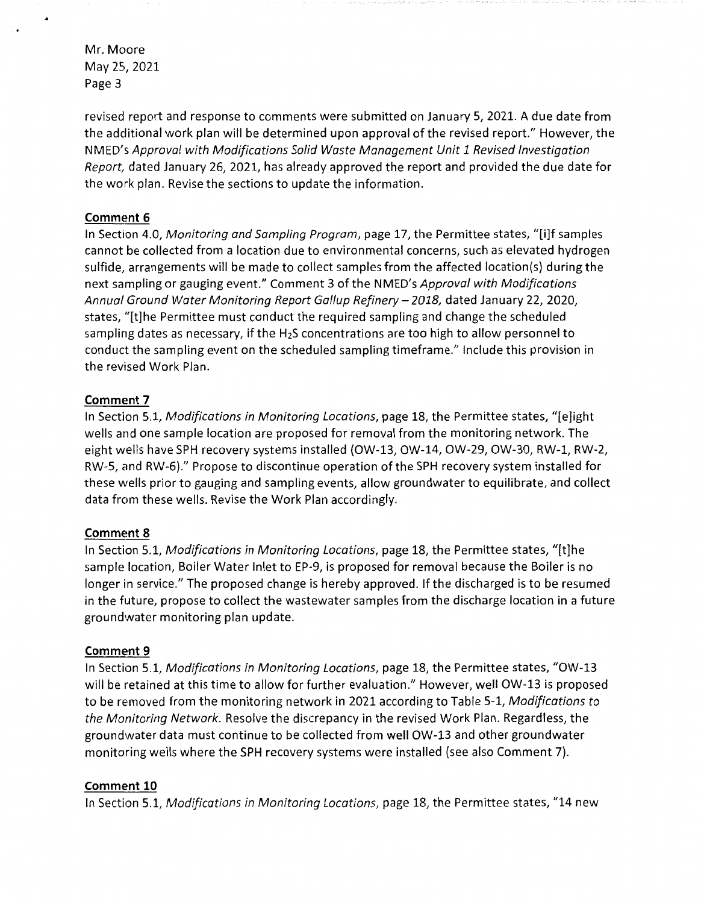revised report and response to comments were submitted on January 5, 2021. A due date from the additional work plan will be determined upon approval of the revised report." However, the NMED's *Approval with Modifications Solid Waste Management Unit 1 Revised Investigation Report,* dated January 26, 2021, has already approved the report and provided the due date for the work plan. Revise the sections to update the information.

**Comment 6**

In Section 4.0, *Monitoring and Sampling Program*, page 17, the Permittee states, "[i]f samples cannot be collected from a location due to environmental concerns, such as elevated hydrogen sulfide, arrangements will be made to collect samples from the affected location(s) during the next sampling or gauging event." Comment 3 of the NMED's *Approval with Modifications Annual Ground Water Monitoring Report Gallup Refinery – 2018,* dated January 22, 2020, states, "[t]he Permittee must conduct the required sampling and change the scheduled sampling dates as necessary, if the $H_2S$ concentrations are too high to allow personnel to conduct the sampling event on the scheduled sampling timeframe." Include this provision in the revised Work Plan.

**Comment 7**

In Section 5.1, *Modifications in Monitoring Locations*, page 18, the Permittee states, "[e]ight wells and one sample location are proposed for removal from the monitoring network. The eight wells have SPH recovery systems installed (OW-13, OW-14, OW-29, OW-30, RW-1, RW-2, RW-5, and RW-6)." Propose to discontinue operation of the SPH recovery system installed for these wells prior to gauging and sampling events, allow groundwater to equilibrate, and collect data from these wells. Revise the Work Plan accordingly.

**Comment 8**

In Section 5.1, *Modifications in Monitoring Locations*, page 18, the Permittee states, "[t]he sample location, Boiler Water Inlet to EP-9, is proposed for removal because the Boiler is no longer in service." The proposed change is hereby approved. If the discharged is to be resumed in the future, propose to collect the wastewater samples from the discharge location in a future groundwater monitoring plan update.

**Comment 9**

In Section 5.1, *Modifications in Monitoring Locations*, page 18, the Permittee states, "OW-13 will be retained at this time to allow for further evaluation." However, well OW-13 is proposed to be removed from the monitoring network in 2021 according to Table 5-1, *Modifications to the Monitoring Network.* Resolve the discrepancy in the revised Work Plan. Regardless, the groundwater data must continue to be collected from well OW-13 and other groundwater monitoring wells where the SPH recovery systems were installed (see also Comment 7).

**Comment 10**

In Section 5.1, *Modifications in Monitoring Locations*, page 18, the Permittee states, "14 new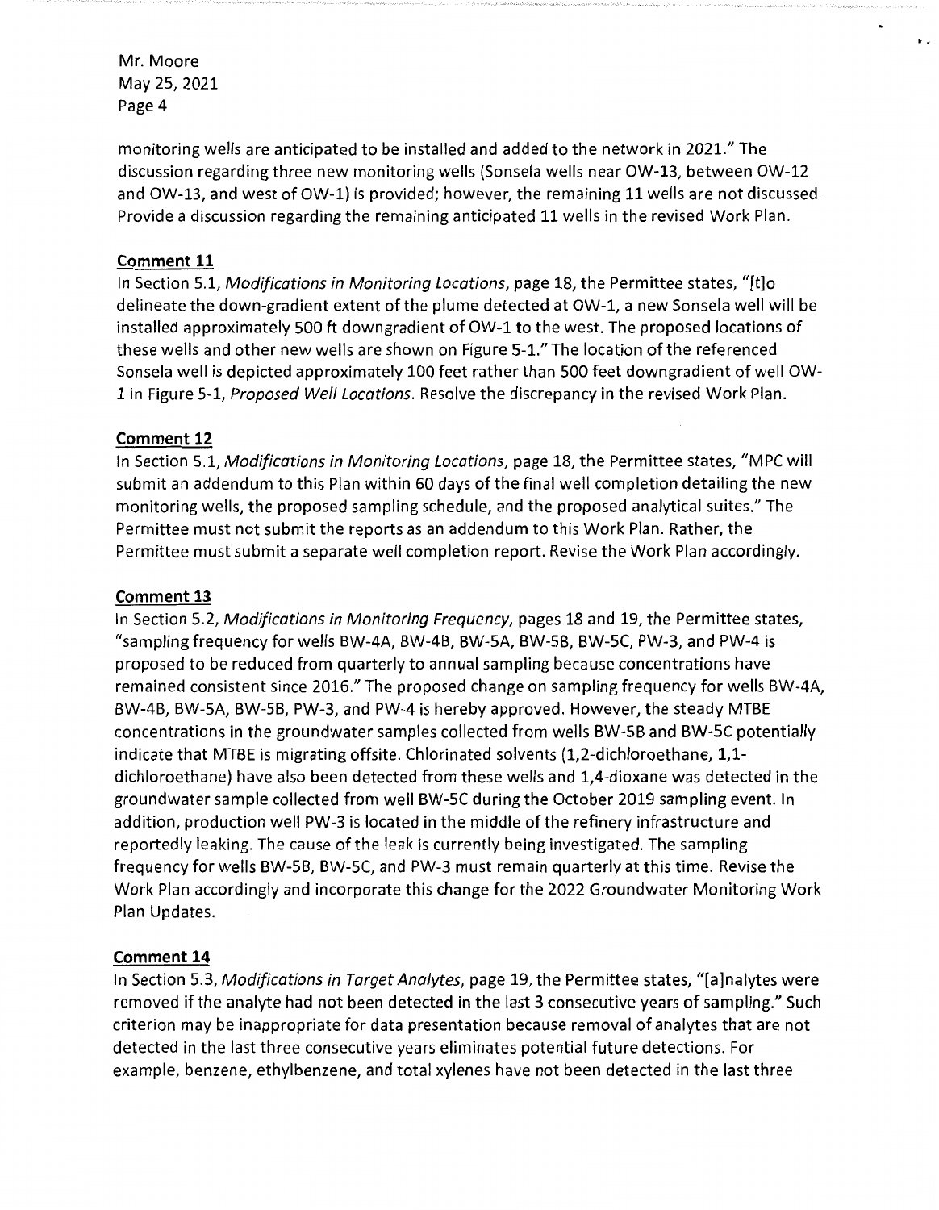monitoring wells are anticipated to be installed and added to the network in 2021." The discussion regarding three new monitoring wells (Sonsela wells near OW-13, between OW-12 and OW-13, and west of OW-1) is provided; however, the remaining 11 wells are not discussed. Provide a discussion regarding the remaining anticipated 11 wells in the revised Work Plan.

**Comment 11**

In Section 5.1, *Modifications in Monitoring Locations*, page 18, the Permittee states, "[t]o delineate the down-gradient extent of the plume detected at OW-1, a new Sonsela well will be installed approximately 500 ft downgradient of OW-1 to the west. The proposed locations of these wells and other new wells are shown on Figure 5-1." The location of the referenced Sonsela well is depicted approximately 100 feet rather than 500 feet downgradient of well OW-1 in Figure 5-1, *Proposed Well Locations*. Resolve the discrepancy in the revised Work Plan.

**Comment 12**

In Section 5.1, *Modifications in Monitoring Locations*, page 18, the Permittee states, "MPC will submit an addendum to this Plan within 60 days of the final well completion detailing the new monitoring wells, the proposed sampling schedule, and the proposed analytical suites." The Permittee must not submit the reports as an addendum to this Work Plan. Rather, the Permittee must submit a separate well completion report. Revise the Work Plan accordingly.

**Comment 13**

In Section 5.2, *Modifications in Monitoring Frequency*, pages 18 and 19, the Permittee states, "sampling frequency for wells BW-4A, BW-4B, BW-5A, BW-5B, BW-5C, PW-3, and PW-4 is proposed to be reduced from quarterly to annual sampling because concentrations have remained consistent since 2016." The proposed change on sampling frequency for wells BW-4A, BW-4B, BW-5A, BW-5B, PW-3, and PW-4 is hereby approved. However, the steady MTBE concentrations in the groundwater samples collected from wells BW-5B and BW-5C potentially indicate that MTBE is migrating offsite. Chlorinated solvents (1,2-dichloroethane, 1,1-dichloroethane) have also been detected from these wells and 1,4-dioxane was detected in the groundwater sample collected from well BW-5C during the October 2019 sampling event. In addition, production well PW-3 is located in the middle of the refinery infrastructure and reportedly leaking. The cause of the leak is currently being investigated. The sampling frequency for wells BW-5B, BW-5C, and PW-3 must remain quarterly at this time. Revise the Work Plan accordingly and incorporate this change for the 2022 Groundwater Monitoring Work Plan Updates.

**Comment 14**

In Section 5.3, *Modifications in Target Analytes*, page 19, the Permittee states, "[a]nalytes were removed if the analyte had not been detected in the last 3 consecutive years of sampling." Such criterion may be inappropriate for data presentation because removal of analytes that are not detected in the last three consecutive years eliminates potential future detections. For example, benzene, ethylbenzene, and total xylenes have not been detected in the last three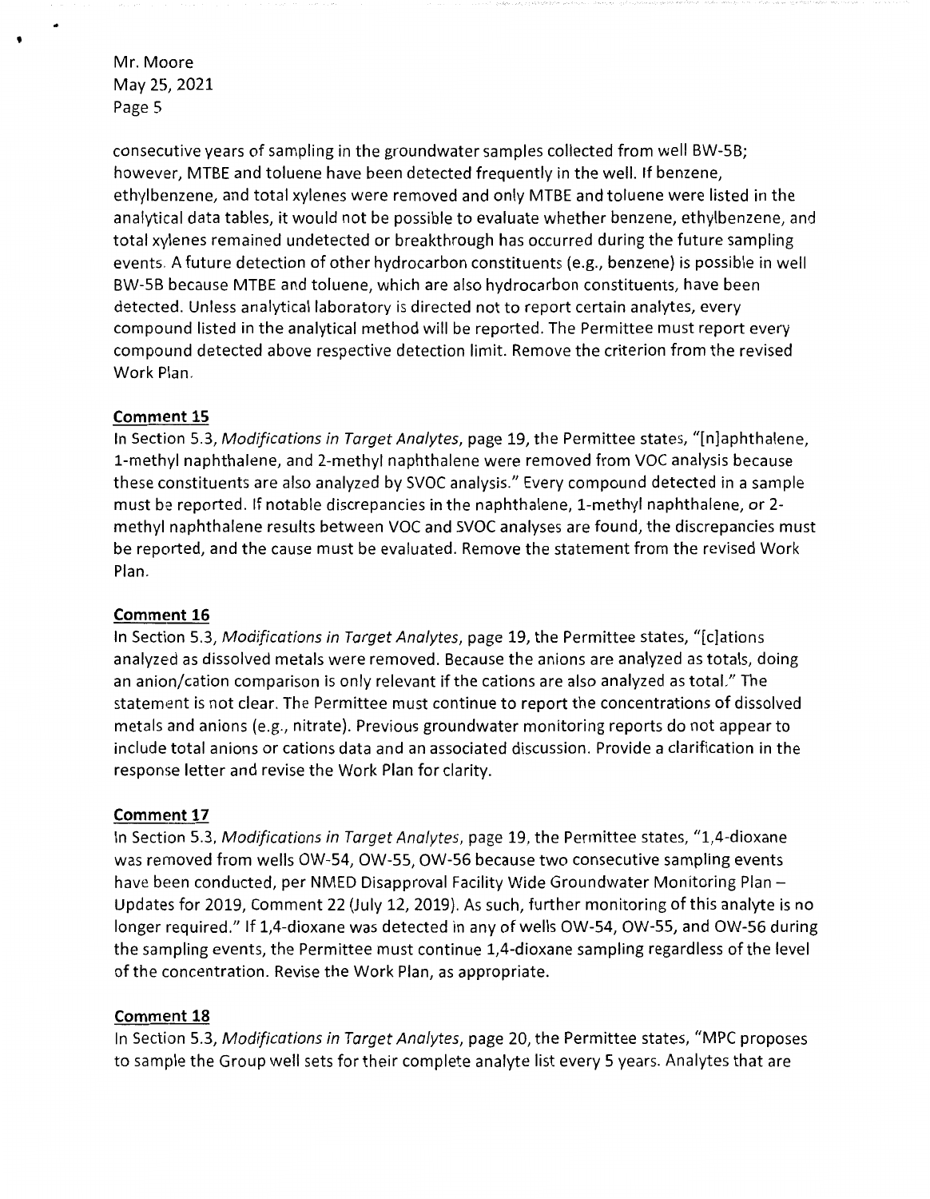consecutive years of sampling in the groundwater samples collected from well BW-5B; however, MTBE and toluene have been detected frequently in the well. If benzene, ethylbenzene, and total xylenes were removed and only MTBE and toluene were listed in the analytical data tables, it would not be possible to evaluate whether benzene, ethylbenzene, and total xylenes remained undetected or breakthrough has occurred during the future sampling events. A future detection of other hydrocarbon constituents (e.g., benzene) is possible in well BW-5B because MTBE and toluene, which are also hydrocarbon constituents, have been detected. Unless analytical laboratory is directed not to report certain analytes, every compound listed in the analytical method will be reported. The Permittee must report every compound detected above respective detection limit. Remove the criterion from the revised Work Plan.

**Comment 15**

In Section 5.3, *Modifications in Target Analytes*, page 19, the Permittee states, "[n]aphthalene, 1-methyl naphthalene, and 2-methyl naphthalene were removed from VOC analysis because these constituents are also analyzed by SVOC analysis." Every compound detected in a sample must be reported. If notable discrepancies in the naphthalene, 1-methyl naphthalene, or 2-methyl naphthalene results between VOC and SVOC analyses are found, the discrepancies must be reported, and the cause must be evaluated. Remove the statement from the revised Work Plan.

**Comment 16**

In Section 5.3, *Modifications in Target Analytes*, page 19, the Permittee states, "[c]ations analyzed as dissolved metals were removed. Because the anions are analyzed as totals, doing an anion/cation comparison is only relevant if the cations are also analyzed as total." The statement is not clear. The Permittee must continue to report the concentrations of dissolved metals and anions (e.g., nitrate). Previous groundwater monitoring reports do not appear to include total anions or cations data and an associated discussion. Provide a clarification in the response letter and revise the Work Plan for clarity.

**Comment 17**

In Section 5.3, *Modifications in Target Analytes*, page 19, the Permittee states, "1,4-dioxane was removed from wells OW-54, OW-55, OW-56 because two consecutive sampling events have been conducted, per NMED Disapproval Facility Wide Groundwater Monitoring Plan – Updates for 2019, Comment 22 (July 12, 2019). As such, further monitoring of this analyte is no longer required." If 1,4-dioxane was detected in any of wells OW-54, OW-55, and OW-56 during the sampling events, the Permittee must continue 1,4-dioxane sampling regardless of the level of the concentration. Revise the Work Plan, as appropriate.

**Comment 18**

In Section 5.3, *Modifications in Target Analytes*, page 20, the Permittee states, "MPC proposes to sample the Group well sets for their complete analyte list every 5 years. Analytes that are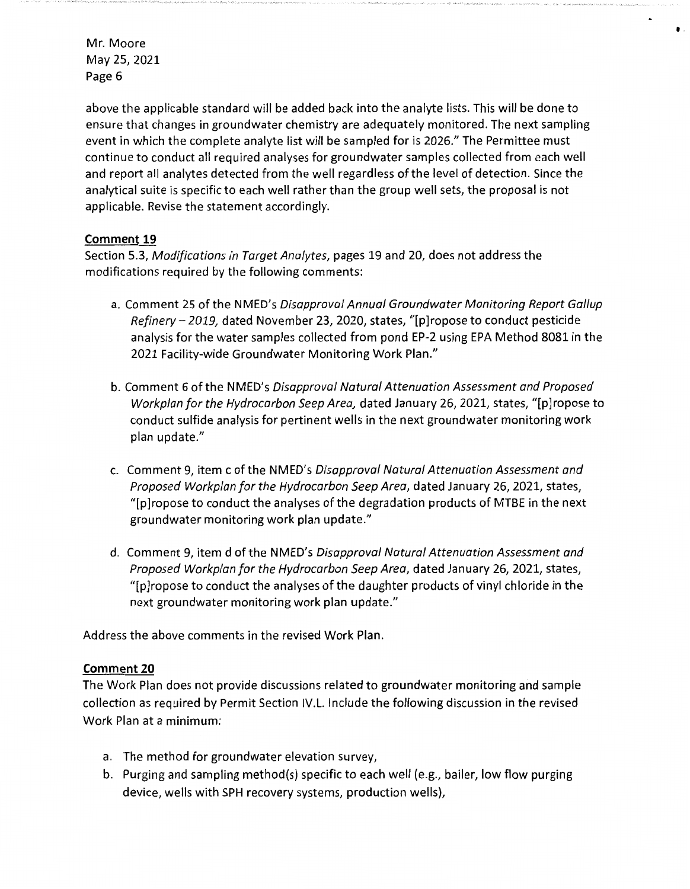above the applicable standard will be added back into the analyte lists. This will be done to ensure that changes in groundwater chemistry are adequately monitored. The next sampling event in which the complete analyte list will be sampled for is 2026." The Permittee must continue to conduct all required analyses for groundwater samples collected from each well and report all analytes detected from the well regardless of the level of detection. Since the analytical suite is specific to each well rather than the group well sets, the proposal is not applicable. Revise the statement accordingly.

**Comment 19**

Section 5.3, *Modifications in Target Analytes*, pages 19 and 20, does not address the modifications required by the following comments:

a. Comment 25 of the NMED's *Disapproval Annual Groundwater Monitoring Report Gallup Refinery – 2019,* dated November 23, 2020, states, "[p]ropose to conduct pesticide analysis for the water samples collected from pond EP-2 using EPA Method 8081 in the 2021 Facility-wide Groundwater Monitoring Work Plan."

b. Comment 6 of the NMED's *Disapproval Natural Attenuation Assessment and Proposed Workplan for the Hydrocarbon Seep Area,* dated January 26, 2021, states, "[p]ropose to conduct sulfide analysis for pertinent wells in the next groundwater monitoring work plan update."

c. Comment 9, item c of the NMED's *Disapproval Natural Attenuation Assessment and Proposed Workplan for the Hydrocarbon Seep Area*, dated January 26, 2021, states, "[p]ropose to conduct the analyses of the degradation products of MTBE in the next groundwater monitoring work plan update."

d. Comment 9, item d of the NMED's *Disapproval Natural Attenuation Assessment and Proposed Workplan for the Hydrocarbon Seep Area*, dated January 26, 2021, states, "[p]ropose to conduct the analyses of the daughter products of vinyl chloride in the next groundwater monitoring work plan update."

Address the above comments in the revised Work Plan.

**Comment 20**

The Work Plan does not provide discussions related to groundwater monitoring and sample collection as required by Permit Section IV.L. Include the following discussion in the revised Work Plan at a minimum:

a. The method for groundwater elevation survey,
b. Purging and sampling method(s) specific to each well (e.g., bailer, low flow purging device, wells with SPH recovery systems, production wells),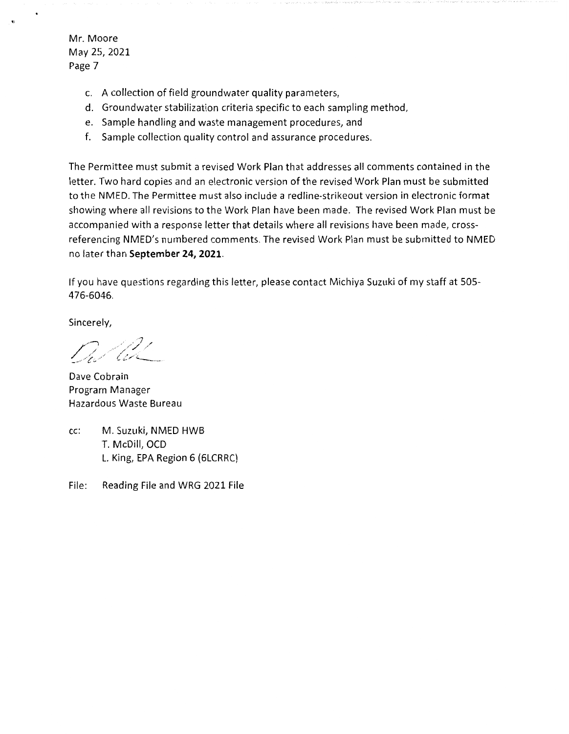Mr. Moore
May 25, 2021
Page 7

c. A collection of field groundwater quality parameters,
d. Groundwater stabilization criteria specific to each sampling method,
e. Sample handling and waste management procedures, and
f. Sample collection quality control and assurance procedures.

The Permittee must submit a revised Work Plan that addresses all comments contained in the letter. Two hard copies and an electronic version of the revised Work Plan must be submitted to the NMED. The Permittee must also include a redline-strikeout version in electronic format showing where all revisions to the Work Plan have been made. The revised Work Plan must be accompanied with a response letter that details where all revisions have been made, cross-referencing NMED's numbered comments. The revised Work Plan must be submitted to NMED no later than **September 24, 2021**.

If you have questions regarding this letter, please contact Michiya Suzuki of my staff at 505-476-6046.

Sincerely,

Dave Cobrain
Program Manager
Hazardous Waste Bureau

cc: M. Suzuki, NMED HWB
T. McDill, OCD
L. King, EPA Region 6 (6LCRRC)

File: Reading File and WRG 2021 File